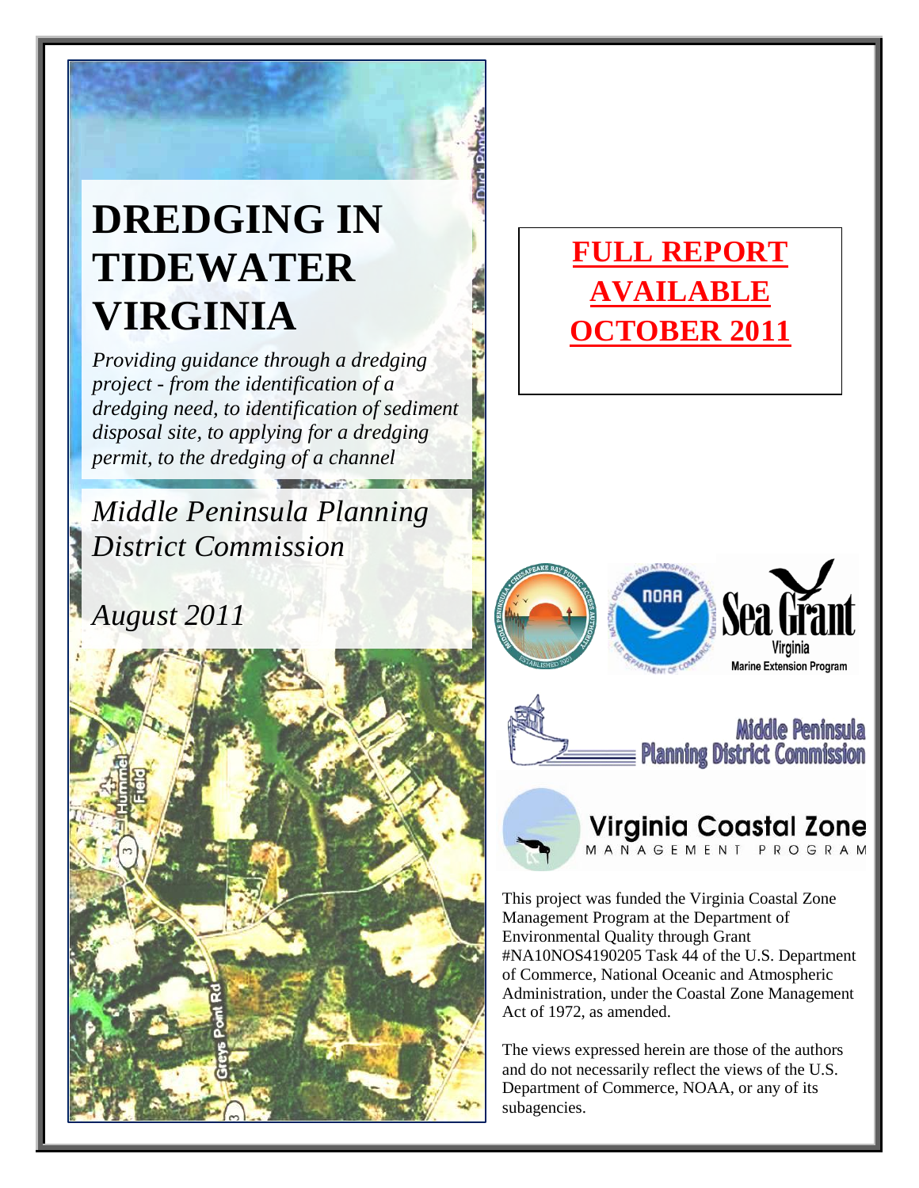# DREDGING IN TIDEWATER VIRGINIA

*Providing guidance through a dredging project - from the identification of a dredging need, to identification of sediment disposal site, to applying for a dredging permit, to the dredging of a channel*

*Middle Peninsula Planning District Commission*

*August 2011*

**FULL REPORT AVAILABLE OCTOBER 2011**

This project was funded the Virginia Coastal Zone Management Program at the Department of Environmental Quality through Grant #NA10NOS4190205 Task 44 of the U.S. Department of Commerce, National Oceanic and Atmospheric Administration, under the Coastal Zone Management Act of 1972, as amended.

The views expressed herein are those of the authors and do not necessarily reflect the views of the U.S. Department of Commerce, NOAA, or any of its subagencies.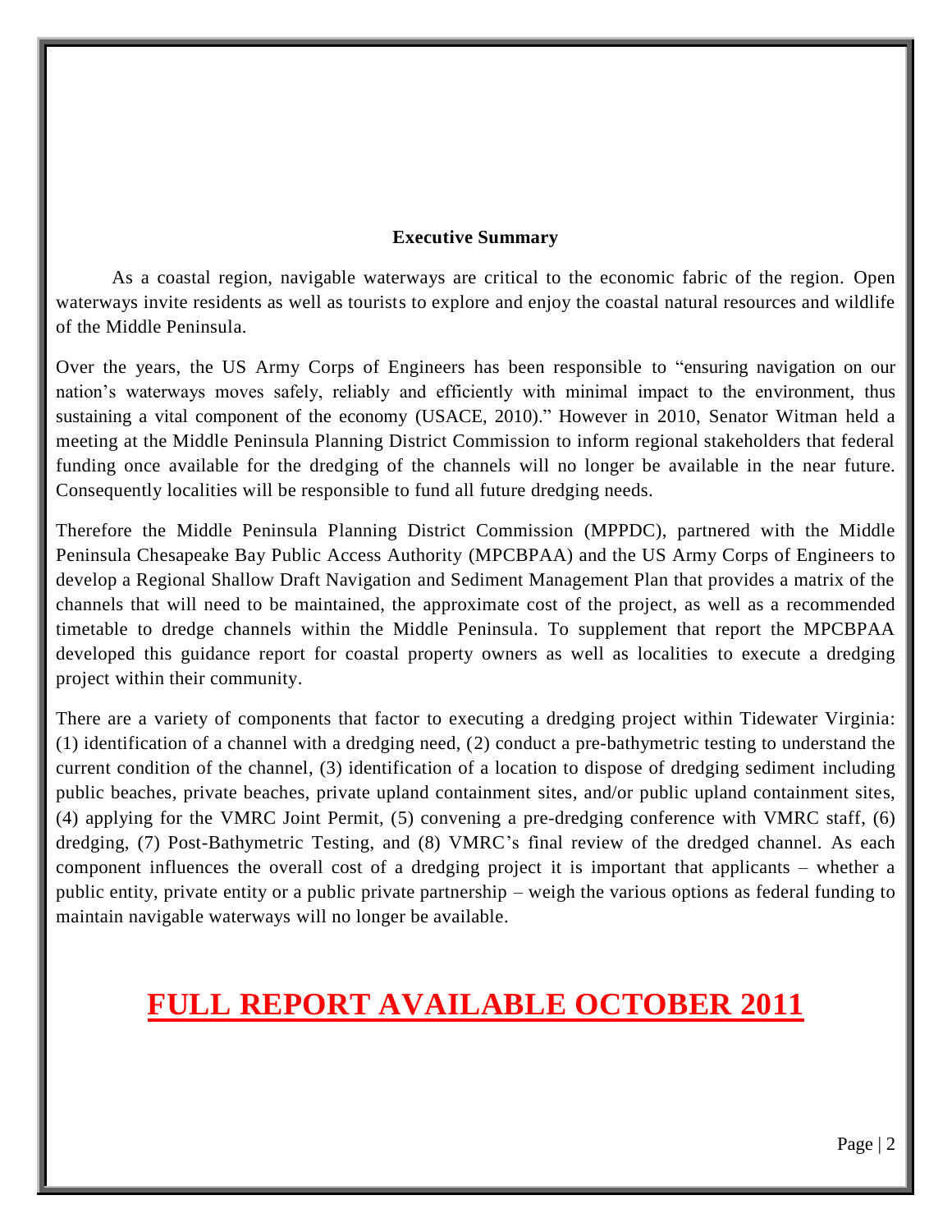## Executive Summary

As a coastal region, navigable waterways are critical to the economic fabric of the region. Open waterways invite residents as well as tourists to explore and enjoy the coastal natural resources and wildlife of the Middle Peninsula.

Over the years, the US Army Corps of Engineers has been responsible to "ensuring navigation on our nation's waterways moves safely, reliably and efficiently with minimal impact to the environment, thus sustaining a vital component of the economy (USACE, 2010)." However in 2010, Senator Witman held a meeting at the Middle Peninsula Planning District Commission to inform regional stakeholders that federal funding once available for the dredging of the channels will no longer be available in the near future. Consequently localities will be responsible to fund all future dredging needs.

Therefore the Middle Peninsula Planning District Commission (MPPDC), partnered with the Middle Peninsula Chesapeake Bay Public Access Authority (MPCBPAA) and the US Army Corps of Engineers to develop a Regional Shallow Draft Navigation and Sediment Management Plan that provides a matrix of the channels that will need to be maintained, the approximate cost of the project, as well as a recommended timetable to dredge channels within the Middle Peninsula. To supplement that report the MPCBPAA developed this guidance report for coastal property owners as well as localities to execute a dredging project within their community.

There are a variety of components that factor to executing a dredging project within Tidewater Virginia: (1) identification of a channel with a dredging need, (2) conduct a pre-bathymetric testing to understand the current condition of the channel, (3) identification of a location to dispose of dredging sediment including public beaches, private beaches, private upland containment sites, and/or public upland containment sites, (4) applying for the VMRC Joint Permit, (5) convening a pre-dredging conference with VMRC staff, (6) dredging, (7) Post-Bathymetric Testing, and (8) VMRC's final review of the dredged channel. As each component influences the overall cost of a dredging project it is important that applicants – whether a public entity, private entity or a public private partnership – weigh the various options as federal funding to maintain navigable waterways will no longer be available.

# FULL REPORT AVAILABLE OCTOBER 2011